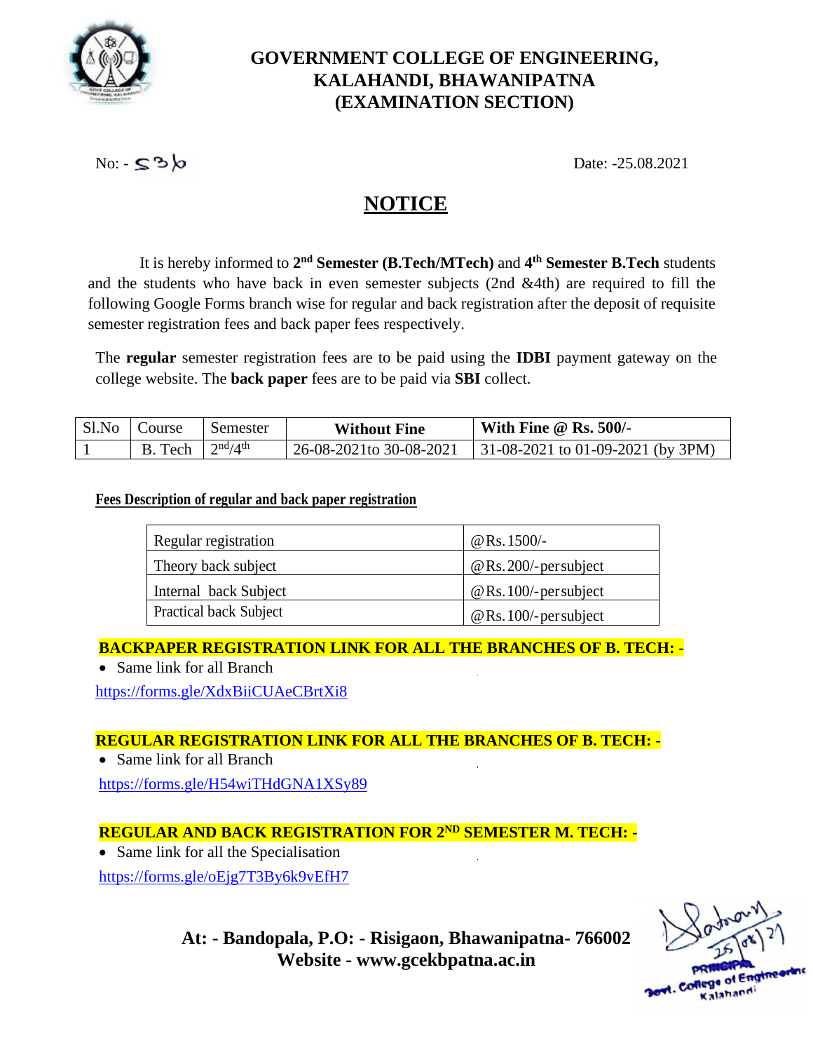# GOVERNMENT COLLEGE OF ENGINEERING, KALAHANDI, BHAWANIPATNA (EXAMINATION SECTION)

No: - 536 Date: -25.08.2021

## NOTICE

It is hereby informed to **2nd Semester (B.Tech/MTech)** and **4th Semester B.Tech** students and the students who have back in even semester subjects (2nd &4th) are required to fill the following Google Forms branch wise for regular and back registration after the deposit of requisite semester registration fees and back paper fees respectively.

The **regular** semester registration fees are to be paid using the **IDBI** payment gateway on the college website. The **back paper** fees are to be paid via **SBI** collect.

| Sl.No | Course | Semester | **Without Fine** | **With Fine @ Rs. 500/-** |
|---|---|---|---|---|
| 1 | B. Tech | 2nd/4th | 26-08-2021to 30-08-2021 | 31-08-2021 to 01-09-2021 (by 3PM) |

**Fees Description of regular and back paper registration**

| Regular registration | @Rs.1500/- |
|---|---|
| Theory back subject | @Rs.200/-persubject |
| Internal back Subject | @Rs.100/-persubject |
| Practical back Subject | @Rs.100/-persubject |

**BACKPAPER REGISTRATION LINK FOR ALL THE BRANCHES OF B. TECH: -**

- Same link for all Branch

https://forms.gle/XdxBiiCUAeCBrtXi8

**REGULAR REGISTRATION LINK FOR ALL THE BRANCHES OF B. TECH: -**

- Same link for all Branch

https://forms.gle/H54wiTHdGNA1XSy89

**REGULAR AND BACK REGISTRATION FOR 2ND SEMESTER M. TECH: -**

- Same link for all the Specialisation

https://forms.gle/oEjg7T3By6k9vEfH7

**At: - Bandopala, P.O: - Risigaon, Bhawanipatna- 766002**
**Website - www.gcekbpatna.ac.in**

25/08/21
PRINCIPAL
Govt. College of Engineering
Kalahandi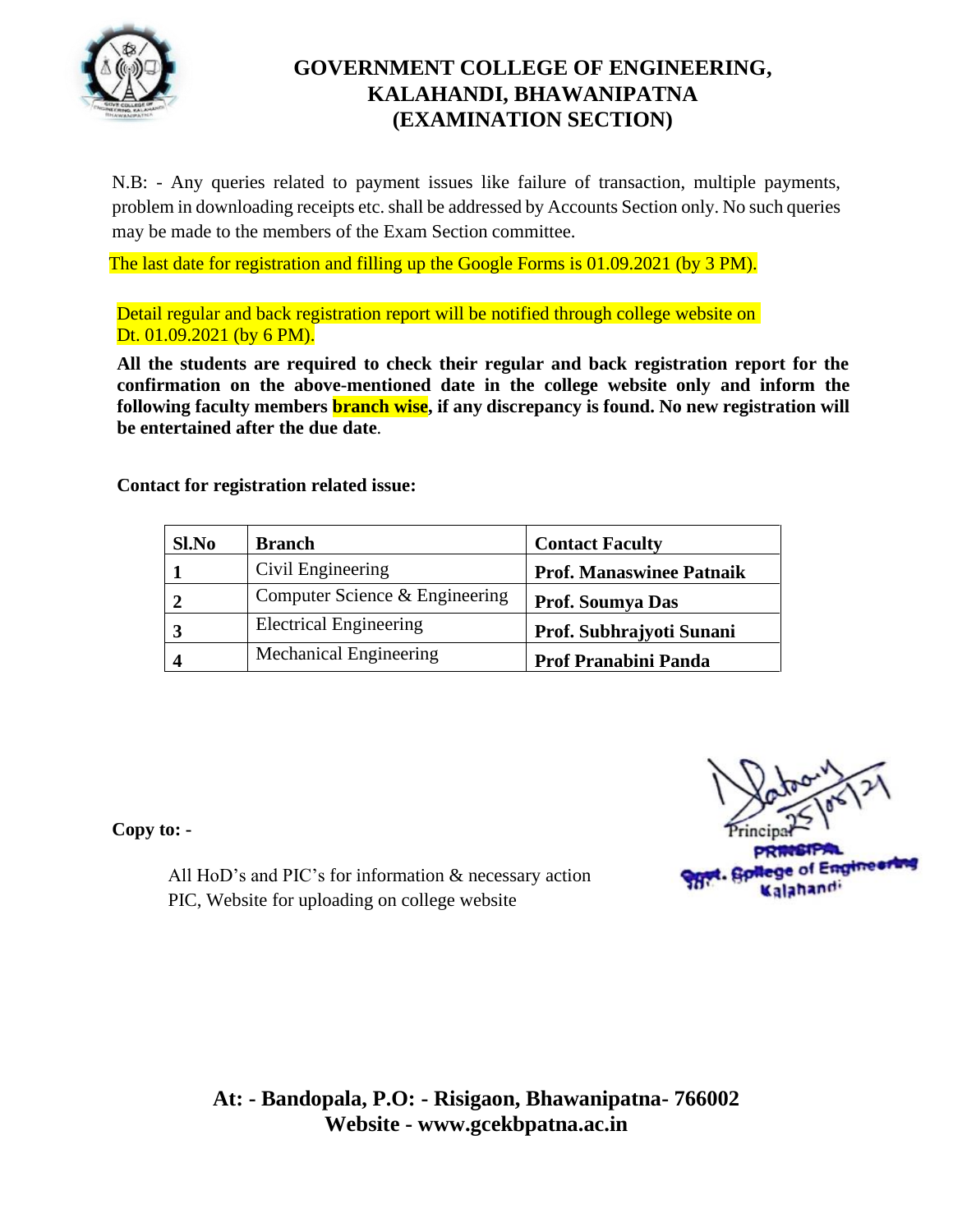# GOVERNMENT COLLEGE OF ENGINEERING, KALAHANDI, BHAWANIPATNA (EXAMINATION SECTION)

N.B: - Any queries related to payment issues like failure of transaction, multiple payments, problem in downloading receipts etc. shall be addressed by Accounts Section only. No such queries may be made to the members of the Exam Section committee.

The last date for registration and filling up the Google Forms is 01.09.2021 (by 3 PM).

Detail regular and back registration report will be notified through college website on Dt. 01.09.2021 (by 6 PM).

**All the students are required to check their regular and back registration report for the confirmation on the above-mentioned date in the college website only and inform the following faculty members branch wise, if any discrepancy is found. No new registration will be entertained after the due date**.

**Contact for registration related issue:**

| **Sl.No** | **Branch** | **Contact Faculty** |
|---|---|---|
| **1** | Civil Engineering | **Prof. Manaswinee Patnaik** |
| **2** | Computer Science & Engineering | **Prof. Soumya Das** |
| **3** | Electrical Engineering | **Prof. Subhrajyoti Sunani** |
| **4** | Mechanical Engineering | **Prof Pranabini Panda** |

25/08/21

Principal

PRINCIPAL
Govt. College of Engineering
Kalahandi

**Copy to: -**

All HoD's and PIC's for information & necessary action
PIC, Website for uploading on college website

**At: - Bandopala, P.O: - Risigaon, Bhawanipatna- 766002**
**Website - www.gcekbpatna.ac.in**